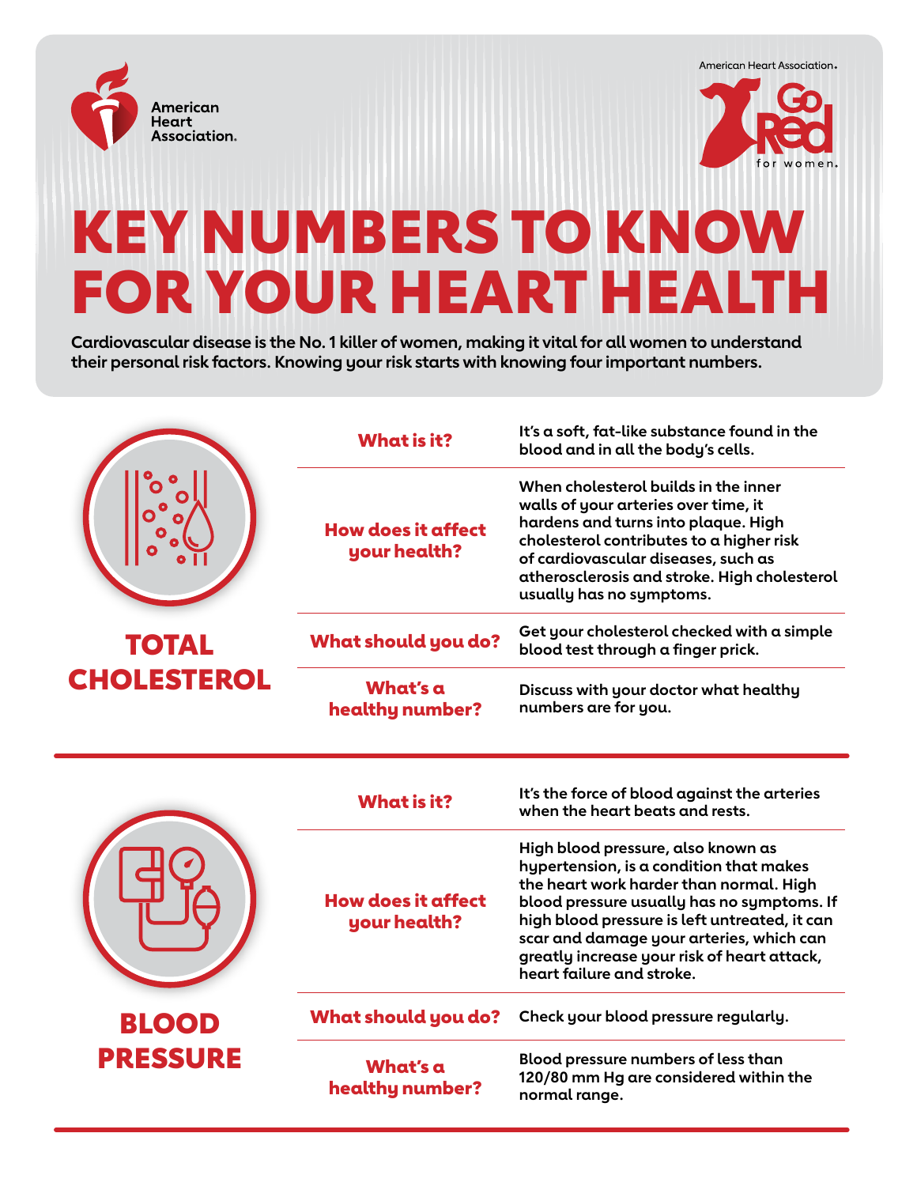American Heart Association.

American Heart Association. Go Red for women.

# KEY NUMBERS TO KNOW FOR YOUR HEART HEALTH

**Cardiovascular disease is the No. 1 killer of women, making it vital for all women to understand their personal risk factors. Knowing your risk starts with knowing four important numbers.**

## TOTAL CHOLESTEROL

| | |
|---|---|
| **What is it?** | It's a soft, fat-like substance found in the blood and in all the body's cells. |
| **How does it affect your health?** | When cholesterol builds in the inner walls of your arteries over time, it hardens and turns into plaque. High cholesterol contributes to a higher risk of cardiovascular diseases, such as atherosclerosis and stroke. High cholesterol usually has no symptoms. |
| **What should you do?** | Get your cholesterol checked with a simple blood test through a finger prick. |
| **What's a healthy number?** | Discuss with your doctor what healthy numbers are for you. |

## BLOOD PRESSURE

| | |
|---|---|
| **What is it?** | It's the force of blood against the arteries when the heart beats and rests. |
| **How does it affect your health?** | High blood pressure, also known as hypertension, is a condition that makes the heart work harder than normal. High blood pressure usually has no symptoms. If high blood pressure is left untreated, it can scar and damage your arteries, which can greatly increase your risk of heart attack, heart failure and stroke. |
| **What should you do?** | Check your blood pressure regularly. |
| **What's a healthy number?** | Blood pressure numbers of less than 120/80 mm Hg are considered within the normal range. |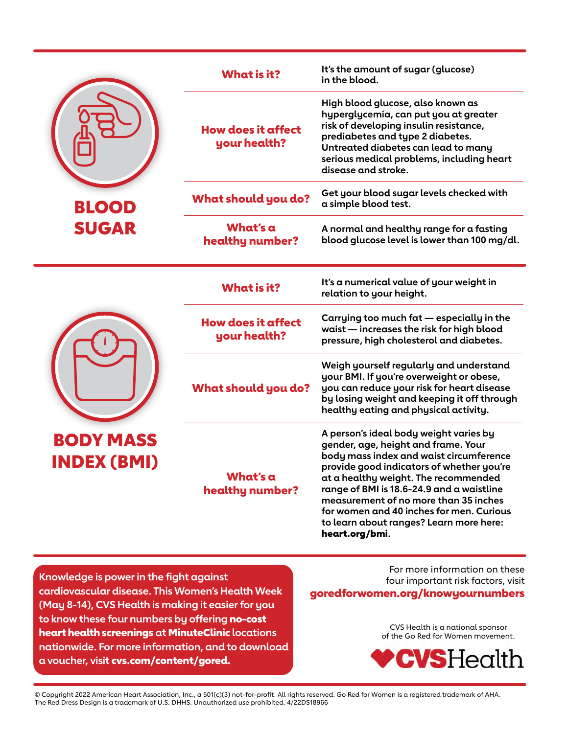## BLOOD SUGAR

| | |
|---|---|
| **What is it?** | It's the amount of sugar (glucose) in the blood. |
| **How does it affect your health?** | High blood glucose, also known as hyperglycemia, can put you at greater risk of developing insulin resistance, prediabetes and type 2 diabetes. Untreated diabetes can lead to many serious medical problems, including heart disease and stroke. |
| **What should you do?** | Get your blood sugar levels checked with a simple blood test. |
| **What's a healthy number?** | A normal and healthy range for a fasting blood glucose level is lower than 100 mg/dl. |

## BODY MASS INDEX (BMI)

| | |
|---|---|
| **What is it?** | It's a numerical value of your weight in relation to your height. |
| **How does it affect your health?** | Carrying too much fat — especially in the waist — increases the risk for high blood pressure, high cholesterol and diabetes. |
| **What should you do?** | Weigh yourself regularly and understand your BMI. If you're overweight or obese, you can reduce your risk for heart disease by losing weight and keeping it off through healthy eating and physical activity. |
| **What's a healthy number?** | A person's ideal body weight varies by gender, age, height and frame. Your body mass index and waist circumference provide good indicators of whether you're at a healthy weight. The recommended range of BMI is 18.6-24.9 and a waistline measurement of no more than 35 inches for women and 40 inches for men. Curious to learn about ranges? Learn more here: **heart.org/bmi**. |

Knowledge is power in the fight against cardiovascular disease. This Women's Health Week (May 8-14), CVS Health is making it easier for you to know these four numbers by offering **no-cost heart health screenings** at **MinuteClinic** locations nationwide. For more information, and to download a voucher, visit **cvs.com/content/gored.**

For more information on these four important risk factors, visit **goredforwomen.org/knowyournumbers**

CVS Health is a national sponsor of the Go Red for Women movement.

CVSHealth

© Copyright 2022 American Heart Association, Inc., a 501(c)(3) not-for-profit. All rights reserved. Go Red for Women is a registered trademark of AHA. The Red Dress Design is a trademark of U.S. DHHS. Unauthorized use prohibited. 4/22DS18966